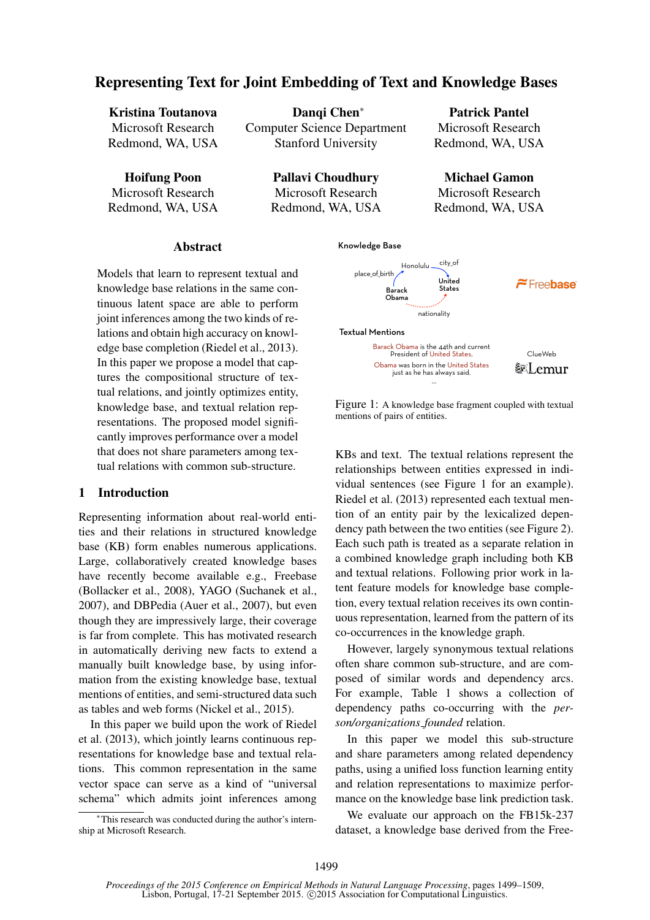# Representing Text for Joint Embedding of Text and Knowledge Bases

**Kristina Toutanova**
Microsoft Research
Redmond, WA, USA

**Danqi Chen***
Computer Science Department
Stanford University

**Patrick Pantel**
Microsoft Research
Redmond, WA, USA

**Hoifung Poon**
Microsoft Research
Redmond, WA, USA

**Pallavi Choudhury**
Microsoft Research
Redmond, WA, USA

**Michael Gamon**
Microsoft Research
Redmond, WA, USA

## Abstract

Models that learn to represent textual and knowledge base relations in the same continuous latent space are able to perform joint inferences among the two kinds of relations and obtain high accuracy on knowledge base completion (Riedel et al., 2013). In this paper we propose a model that captures the compositional structure of textual relations, and jointly optimizes entity, knowledge base, and textual relation representations. The proposed model significantly improves performance over a model that does not share parameters among textual relations with common sub-structure.

## 1 Introduction

Representing information about real-world entities and their relations in structured knowledge base (KB) form enables numerous applications. Large, collaboratively created knowledge bases have recently become available e.g., Freebase (Bollacker et al., 2008), YAGO (Suchanek et al., 2007), and DBPedia (Auer et al., 2007), but even though they are impressively large, their coverage is far from complete. This has motivated research in automatically deriving new facts to extend a manually built knowledge base, by using information from the existing knowledge base, textual mentions of entities, and semi-structured data such as tables and web forms (Nickel et al., 2015).

In this paper we build upon the work of Riedel et al. (2013), which jointly learns continuous representations for knowledge base and textual relations. This common representation in the same vector space can serve as a kind of "universal schema" which admits joint inferences among KBs and text. The textual relations represent the relationships between entities expressed in individual sentences (see Figure 1 for an example). Riedel et al. (2013) represented each textual mention of an entity pair by the lexicalized dependency path between the two entities (see Figure 2). Each such path is treated as a separate relation in a combined knowledge graph including both KB and textual relations. Following prior work in latent feature models for knowledge base completion, every textual relation receives its own continuous representation, learned from the pattern of its co-occurrences in the knowledge graph.

Knowledge Base

place_of_birth — Honolulu — city_of — United States; Barack Obama — nationality — United States

Freebase

Textual Mentions

Barack Obama is the 44th and current President of United States.

Obama was born in the United States just as he has always said.

...

ClueWeb

Lemur

Figure 1: A knowledge base fragment coupled with textual mentions of pairs of entities.

However, largely synonymous textual relations often share common sub-structure, and are composed of similar words and dependency arcs. For example, Table 1 shows a collection of dependency paths co-occurring with the *person/organizations_founded* relation.

In this paper we model this sub-structure and share parameters among related dependency paths, using a unified loss function learning entity and relation representations to maximize performance on the knowledge base link prediction task.

We evaluate our approach on the FB15k-237 dataset, a knowledge base derived from the Free-

*This research was conducted during the author's internship at Microsoft Research.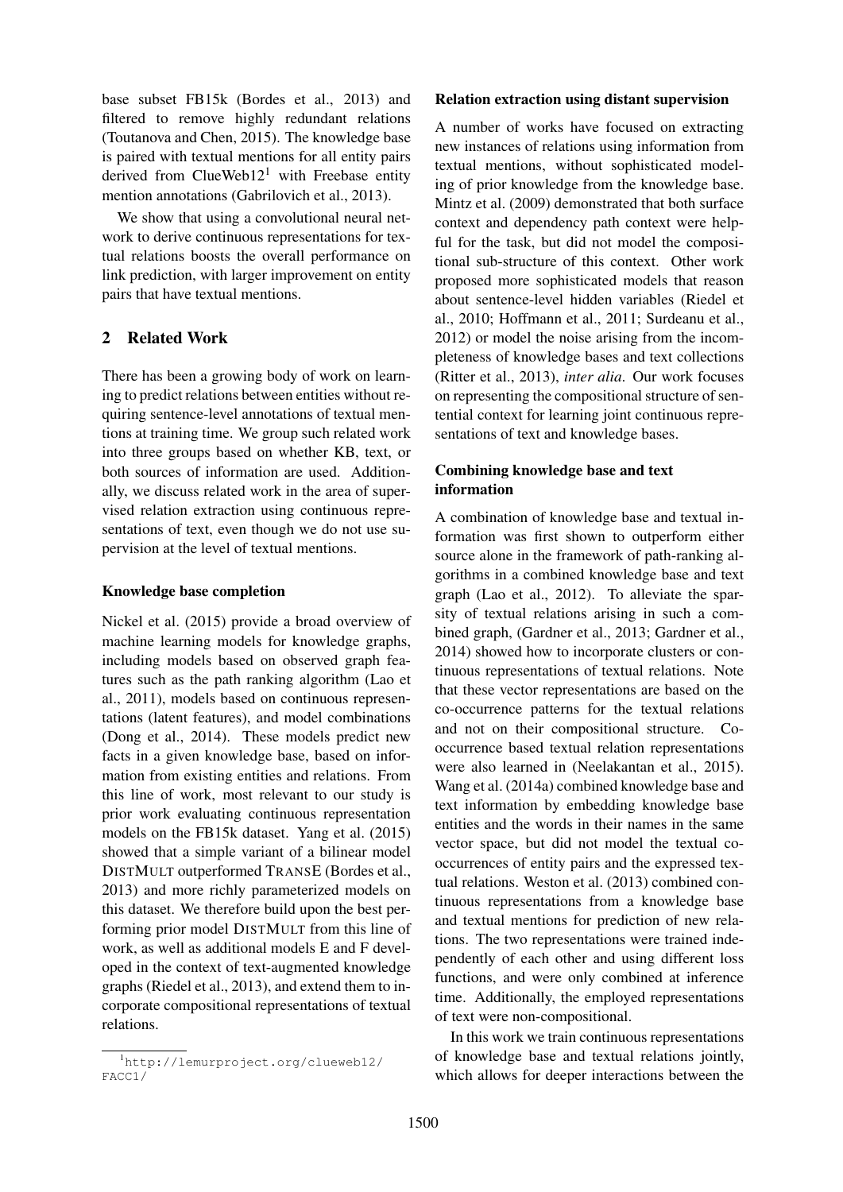base subset FB15k (Bordes et al., 2013) and filtered to remove highly redundant relations (Toutanova and Chen, 2015). The knowledge base is paired with textual mentions for all entity pairs derived from ClueWeb12[1] with Freebase entity mention annotations (Gabrilovich et al., 2013).

We show that using a convolutional neural network to derive continuous representations for textual relations boosts the overall performance on link prediction, with larger improvement on entity pairs that have textual mentions.

## 2 Related Work

There has been a growing body of work on learning to predict relations between entities without requiring sentence-level annotations of textual mentions at training time. We group such related work into three groups based on whether KB, text, or both sources of information are used. Additionally, we discuss related work in the area of supervised relation extraction using continuous representations of text, even though we do not use supervision at the level of textual mentions.

### Knowledge base completion

Nickel et al. (2015) provide a broad overview of machine learning models for knowledge graphs, including models based on observed graph features such as the path ranking algorithm (Lao et al., 2011), models based on continuous representations (latent features), and model combinations (Dong et al., 2014). These models predict new facts in a given knowledge base, based on information from existing entities and relations. From this line of work, most relevant to our study is prior work evaluating continuous representation models on the FB15k dataset. Yang et al. (2015) showed that a simple variant of a bilinear model DistMult outperformed TransE (Bordes et al., 2013) and more richly parameterized models on this dataset. We therefore build upon the best performing prior model DistMult from this line of work, as well as additional models E and F developed in the context of text-augmented knowledge graphs (Riedel et al., 2013), and extend them to incorporate compositional representations of textual relations.

### Relation extraction using distant supervision

A number of works have focused on extracting new instances of relations using information from textual mentions, without sophisticated modeling of prior knowledge from the knowledge base. Mintz et al. (2009) demonstrated that both surface context and dependency path context were helpful for the task, but did not model the compositional sub-structure of this context. Other work proposed more sophisticated models that reason about sentence-level hidden variables (Riedel et al., 2010; Hoffmann et al., 2011; Surdeanu et al., 2012) or model the noise arising from the incompleteness of knowledge bases and text collections (Ritter et al., 2013), *inter alia*. Our work focuses on representing the compositional structure of sentential context for learning joint continuous representations of text and knowledge bases.

### Combining knowledge base and text information

A combination of knowledge base and textual information was first shown to outperform either source alone in the framework of path-ranking algorithms in a combined knowledge base and text graph (Lao et al., 2012). To alleviate the sparsity of textual relations arising in such a combined graph, (Gardner et al., 2013; Gardner et al., 2014) showed how to incorporate clusters or continuous representations of textual relations. Note that these vector representations are based on the co-occurrence patterns for the textual relations and not on their compositional structure. Co-occurrence based textual relation representations were also learned in (Neelakantan et al., 2015). Wang et al. (2014a) combined knowledge base and text information by embedding knowledge base entities and the words in their names in the same vector space, but did not model the textual co-occurrences of entity pairs and the expressed textual relations. Weston et al. (2013) combined continuous representations from a knowledge base and textual mentions for prediction of new relations. The two representations were trained independently of each other and using different loss functions, and were only combined at inference time. Additionally, the employed representations of text were non-compositional.

In this work we train continuous representations of knowledge base and textual relations jointly, which allows for deeper interactions between the

[1] http://lemurproject.org/clueweb12/FACC1/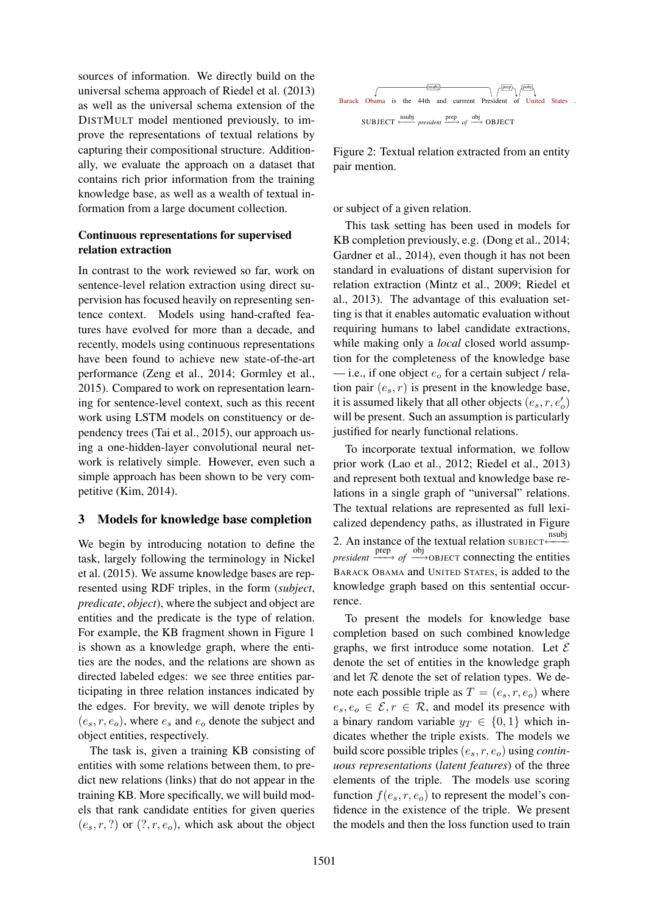sources of information. We directly build on the universal schema approach of Riedel et al. (2013) as well as the universal schema extension of the DISTMULT model mentioned previously, to improve the representations of textual relations by capturing their compositional structure. Additionally, we evaluate the approach on a dataset that contains rich prior information from the training knowledge base, as well as a wealth of textual information from a large document collection.

**Continuous representations for supervised relation extraction**

In contrast to the work reviewed so far, work on sentence-level relation extraction using direct supervision has focused heavily on representing sentence context. Models using hand-crafted features have evolved for more than a decade, and recently, models using continuous representations have been found to achieve new state-of-the-art performance (Zeng et al., 2014; Gormley et al., 2015). Compared to work on representation learning for sentence-level context, such as this recent work using LSTM models on constituency or dependency trees (Tai et al., 2015), our approach using a one-hidden-layer convolutional neural network is relatively simple. However, even such a simple approach has been shown to be very competitive (Kim, 2014).

## 3 Models for knowledge base completion

We begin by introducing notation to define the task, largely following the terminology in Nickel et al. (2015). We assume knowledge bases are represented using RDF triples, in the form (*subject*, *predicate*, *object*), where the subject and object are entities and the predicate is the type of relation. For example, the KB fragment shown in Figure 1 is shown as a knowledge graph, where the entities are the nodes, and the relations are shown as directed labeled edges: we see three entities participating in three relation instances indicated by the edges. For brevity, we will denote triples by $(e_s, r, e_o)$, where $e_s$ and $e_o$ denote the subject and object entities, respectively.

The task is, given a training KB consisting of entities with some relations between them, to predict new relations (links) that do not appear in the training KB. More specifically, we will build models that rank candidate entities for given queries $(e_s, r, ?)$ or $(?, r, e_o)$, which ask about the object or subject of a given relation.

Barack Obama is the 44th and currrent President of United States .

SUBJECT $\xleftarrow{\text{nsubj}}$ *president* $\xrightarrow{\text{prep}}$ *of* $\xrightarrow{\text{obj}}$ OBJECT

Figure 2: Textual relation extracted from an entity pair mention.

This task setting has been used in models for KB completion previously, e.g. (Dong et al., 2014; Gardner et al., 2014), even though it has not been standard in evaluations of distant supervision for relation extraction (Mintz et al., 2009; Riedel et al., 2013). The advantage of this evaluation setting is that it enables automatic evaluation without requiring humans to label candidate extractions, while making only a *local* closed world assumption for the completeness of the knowledge base — i.e., if one object $e_o$ for a certain subject / relation pair $(e_s, r)$ is present in the knowledge base, it is assumed likely that all other objects $(e_s, r, e'_o)$ will be present. Such an assumption is particularly justified for nearly functional relations.

To incorporate textual information, we follow prior work (Lao et al., 2012; Riedel et al., 2013) and represent both textual and knowledge base relations in a single graph of "universal" relations. The textual relations are represented as full lexicalized dependency paths, as illustrated in Figure 2. An instance of the textual relation SUBJECT $\xleftarrow{\text{nsubj}}$ *president* $\xrightarrow{\text{prep}}$ *of* $\xrightarrow{\text{obj}}$ OBJECT connecting the entities BARACK OBAMA and UNITED STATES, is added to the knowledge graph based on this sentential occurrence.

To present the models for knowledge base completion based on such combined knowledge graphs, we first introduce some notation. Let $\mathcal{E}$ denote the set of entities in the knowledge graph and let $\mathcal{R}$ denote the set of relation types. We denote each possible triple as $T = (e_s, r, e_o)$ where $e_s, e_o \in \mathcal{E}, r \in \mathcal{R}$, and model its presence with a binary random variable $y_T \in \{0, 1\}$ which indicates whether the triple exists. The models we build score possible triples $(e_s, r, e_o)$ using *continuous representations* (*latent features*) of the three elements of the triple. The models use scoring function $f(e_s, r, e_o)$ to represent the model's confidence in the existence of the triple. We present the models and then the loss function used to train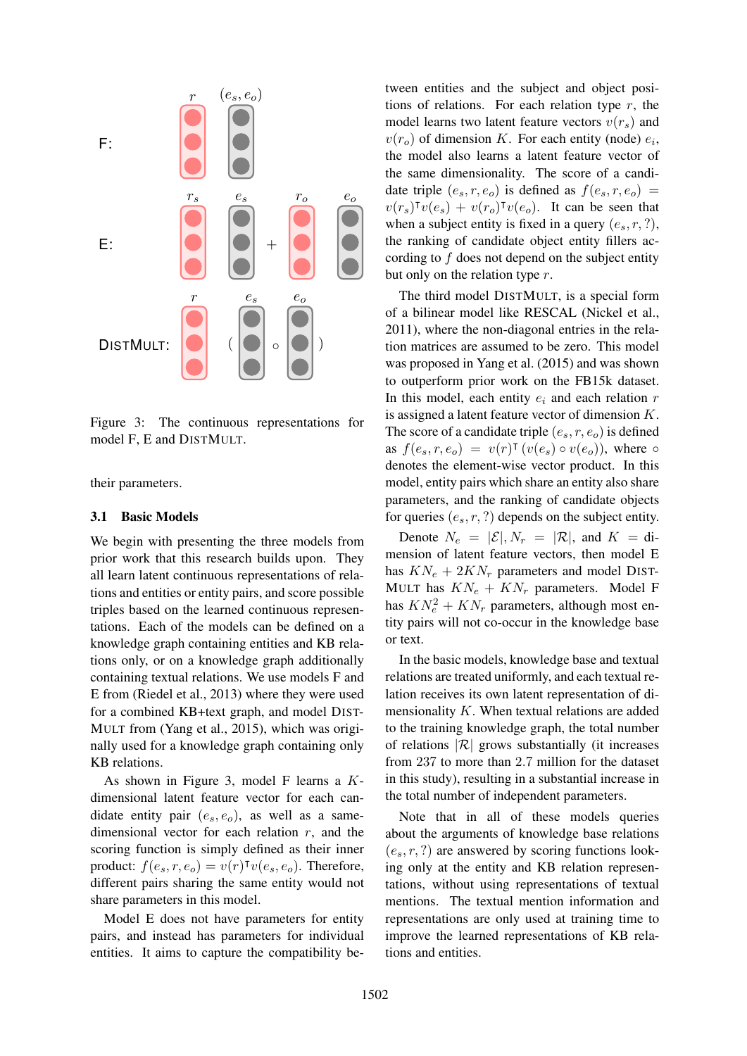Figure 3: The continuous representations for model F, E and DISTMULT.

their parameters.

### 3.1 Basic Models

We begin with presenting the three models from prior work that this research builds upon. They all learn latent continuous representations of relations and entities or entity pairs, and score possible triples based on the learned continuous representations. Each of the models can be defined on a knowledge graph containing entities and KB relations only, or on a knowledge graph additionally containing textual relations. We use models F and E from (Riedel et al., 2013) where they were used for a combined KB+text graph, and model DISTMULT from (Yang et al., 2015), which was originally used for a knowledge graph containing only KB relations.

As shown in Figure 3, model F learns a $K$-dimensional latent feature vector for each candidate entity pair $(e_s, e_o)$, as well as a same-dimensional vector for each relation $r$, and the scoring function is simply defined as their inner product: $f(e_s, r, e_o) = v(r)^\intercal v(e_s, e_o)$. Therefore, different pairs sharing the same entity would not share parameters in this model.

Model E does not have parameters for entity pairs, and instead has parameters for individual entities. It aims to capture the compatibility between entities and the subject and object positions of relations. For each relation type $r$, the model learns two latent feature vectors $v(r_s)$ and $v(r_o)$ of dimension $K$. For each entity (node) $e_i$, the model also learns a latent feature vector of the same dimensionality. The score of a candidate triple $(e_s, r, e_o)$ is defined as $f(e_s, r, e_o) = v(r_s)^\intercal v(e_s) + v(r_o)^\intercal v(e_o)$. It can be seen that when a subject entity is fixed in a query $(e_s, r, ?)$, the ranking of candidate object entity fillers according to $f$ does not depend on the subject entity but only on the relation type $r$.

The third model DISTMULT, is a special form of a bilinear model like RESCAL (Nickel et al., 2011), where the non-diagonal entries in the relation matrices are assumed to be zero. This model was proposed in Yang et al. (2015) and was shown to outperform prior work on the FB15k dataset. In this model, each entity $e_i$ and each relation $r$ is assigned a latent feature vector of dimension $K$. The score of a candidate triple $(e_s, r, e_o)$ is defined as $f(e_s, r, e_o) = v(r)^\intercal (v(e_s) \circ v(e_o))$, where $\circ$ denotes the element-wise vector product. In this model, entity pairs which share an entity also share parameters, and the ranking of candidate objects for queries $(e_s, r, ?)$ depends on the subject entity.

Denote $N_e = |\mathcal{E}|, N_r = |\mathcal{R}|$, and $K$ = dimension of latent feature vectors, then model E has $KN_e + 2KN_r$ parameters and model DISTMULT has $KN_e + KN_r$ parameters. Model F has $KN_e^2 + KN_r$ parameters, although most entity pairs will not co-occur in the knowledge base or text.

In the basic models, knowledge base and textual relations are treated uniformly, and each textual relation receives its own latent representation of dimensionality $K$. When textual relations are added to the training knowledge graph, the total number of relations $|\mathcal{R}|$ grows substantially (it increases from 237 to more than 2.7 million for the dataset in this study), resulting in a substantial increase in the total number of independent parameters.

Note that in all of these models queries about the arguments of knowledge base relations $(e_s, r, ?)$ are answered by scoring functions looking only at the entity and KB relation representations, without using representations of textual mentions. The textual mention information and representations are only used at training time to improve the learned representations of KB relations and entities.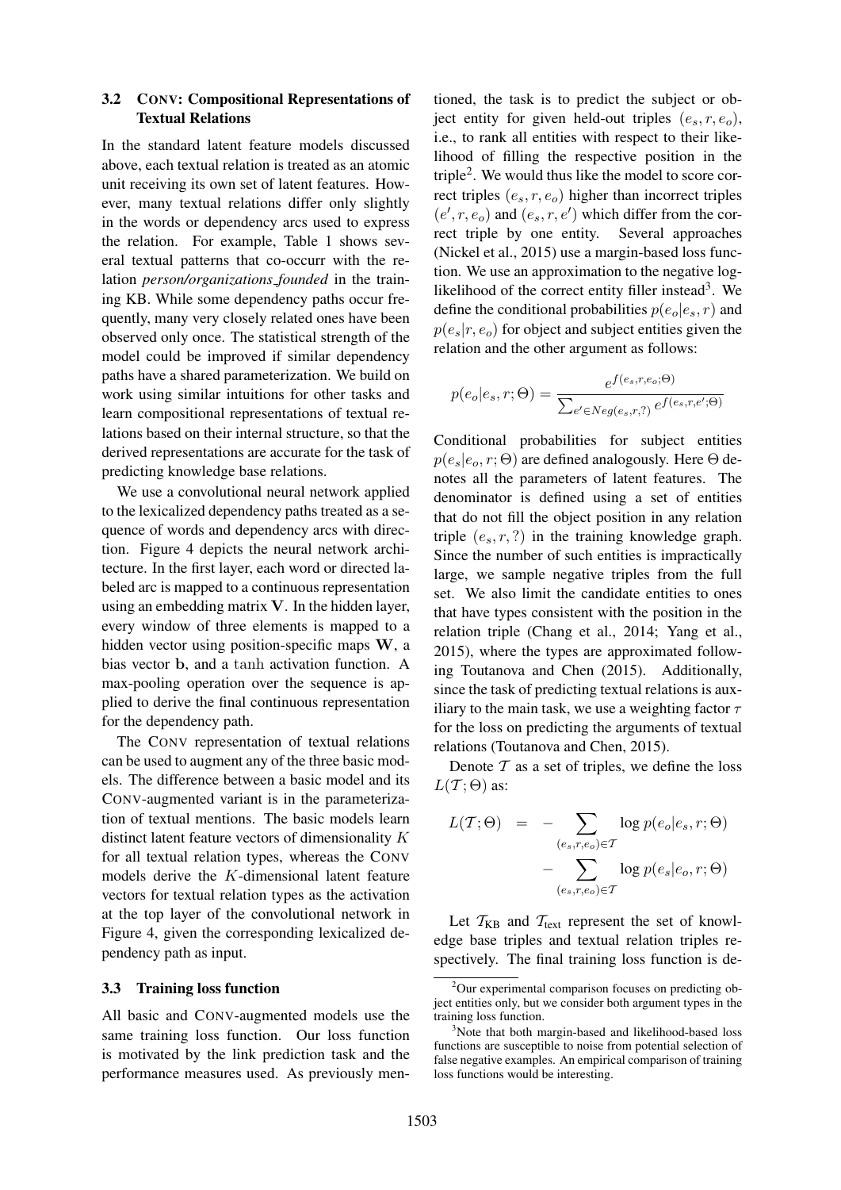### 3.2 CONV: Compositional Representations of Textual Relations

In the standard latent feature models discussed above, each textual relation is treated as an atomic unit receiving its own set of latent features. However, many textual relations differ only slightly in the words or dependency arcs used to express the relation. For example, Table 1 shows several textual patterns that co-occurr with the relation *person/organizations_founded* in the training KB. While some dependency paths occur frequently, many very closely related ones have been observed only once. The statistical strength of the model could be improved if similar dependency paths have a shared parameterization. We build on work using similar intuitions for other tasks and learn compositional representations of textual relations based on their internal structure, so that the derived representations are accurate for the task of predicting knowledge base relations.

We use a convolutional neural network applied to the lexicalized dependency paths treated as a sequence of words and dependency arcs with direction. Figure 4 depicts the neural network architecture. In the first layer, each word or directed labeled arc is mapped to a continuous representation using an embedding matrix $\mathbf{V}$. In the hidden layer, every window of three elements is mapped to a hidden vector using position-specific maps $\mathbf{W}$, a bias vector $\mathbf{b}$, and a $\tanh$ activation function. A max-pooling operation over the sequence is applied to derive the final continuous representation for the dependency path.

The CONV representation of textual relations can be used to augment any of the three basic models. The difference between a basic model and its CONV-augmented variant is in the parameterization of textual mentions. The basic models learn distinct latent feature vectors of dimensionality $K$ for all textual relation types, whereas the CONV models derive the $K$-dimensional latent feature vectors for textual relation types as the activation at the top layer of the convolutional network in Figure 4, given the corresponding lexicalized dependency path as input.

### 3.3 Training loss function

All basic and CONV-augmented models use the same training loss function. Our loss function is motivated by the link prediction task and the performance measures used. As previously mentioned, the task is to predict the subject or object entity for given held-out triples $(e_s, r, e_o)$, i.e., to rank all entities with respect to their likelihood of filling the respective position in the triple[2]. We would thus like the model to score correct triples $(e_s, r, e_o)$ higher than incorrect triples $(e', r, e_o)$ and $(e_s, r, e')$ which differ from the correct triple by one entity. Several approaches (Nickel et al., 2015) use a margin-based loss function. We use an approximation to the negative log-likelihood of the correct entity filler instead[3]. We define the conditional probabilities $p(e_o|e_s, r)$ and $p(e_s|r, e_o)$ for object and subject entities given the relation and the other argument as follows:

$$p(e_o|e_s, r; \Theta) = \frac{e^{f(e_s,r,e_o;\Theta)}}{\sum_{e' \in Neg(e_s,r,?)} e^{f(e_s,r,e';\Theta)}}$$

Conditional probabilities for subject entities $p(e_s|e_o, r; \Theta)$ are defined analogously. Here $\Theta$ denotes all the parameters of latent features. The denominator is defined using a set of entities that do not fill the object position in any relation triple $(e_s, r, ?)$ in the training knowledge graph. Since the number of such entities is impractically large, we sample negative triples from the full set. We also limit the candidate entities to ones that have types consistent with the position in the relation triple (Chang et al., 2014; Yang et al., 2015), where the types are approximated following Toutanova and Chen (2015). Additionally, since the task of predicting textual relations is auxiliary to the main task, we use a weighting factor $\tau$ for the loss on predicting the arguments of textual relations (Toutanova and Chen, 2015).

Denote $\mathcal{T}$ as a set of triples, we define the loss $L(\mathcal{T}; \Theta)$ as:

$$L(\mathcal{T}; \Theta) = - \sum_{(e_s,r,e_o) \in \mathcal{T}} \log p(e_o|e_s, r; \Theta) - \sum_{(e_s,r,e_o) \in \mathcal{T}} \log p(e_s|e_o, r; \Theta)$$

Let $\mathcal{T}_{\text{KB}}$ and $\mathcal{T}_{\text{text}}$ represent the set of knowledge base triples and textual relation triples respectively. The final training loss function is de-

[2] Our experimental comparison focuses on predicting object entities only, but we consider both argument types in the training loss function.

[3] Note that both margin-based and likelihood-based loss functions are susceptible to noise from potential selection of false negative examples. An empirical comparison of training loss functions would be interesting.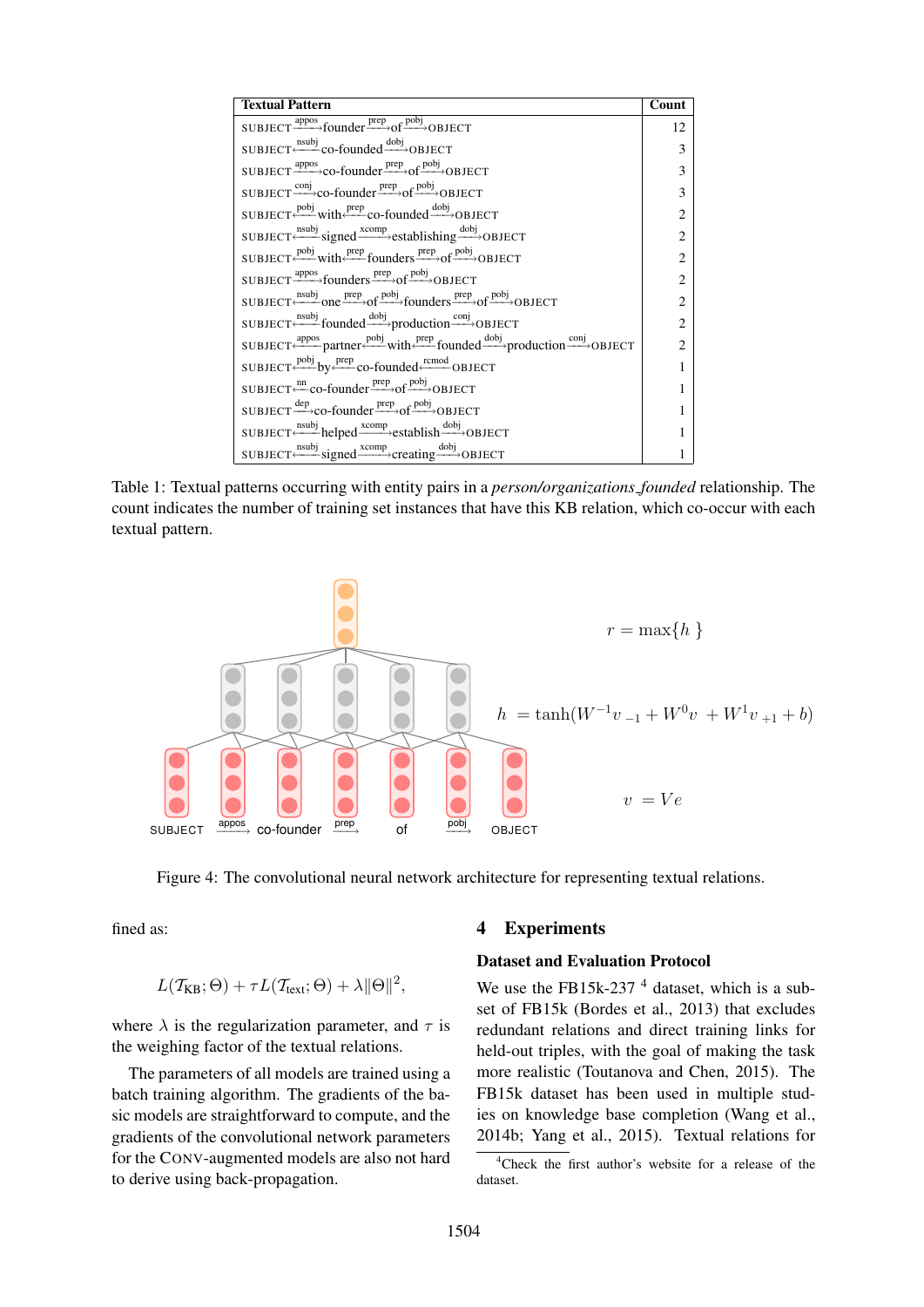| Textual Pattern | Count |
|---|---|
| SUBJECT $\xrightarrow{\text{appos}}$ founder $\xrightarrow{\text{prep}}$ of $\xrightarrow{\text{pobj}}$ OBJECT | 12 |
| SUBJECT $\xleftarrow{\text{nsubj}}$ co-founded $\xrightarrow{\text{dobj}}$ OBJECT | 3 |
| SUBJECT $\xrightarrow{\text{appos}}$ co-founder $\xrightarrow{\text{prep}}$ of $\xrightarrow{\text{pobj}}$ OBJECT | 3 |
| SUBJECT $\xrightarrow{\text{conj}}$ co-founder $\xrightarrow{\text{prep}}$ of $\xrightarrow{\text{pobj}}$ OBJECT | 3 |
| SUBJECT $\xleftarrow{\text{pobj}}$ with $\xleftarrow{\text{prep}}$ co-founded $\xrightarrow{\text{dobj}}$ OBJECT | 2 |
| SUBJECT $\xleftarrow{\text{nsubj}}$ signed $\xrightarrow{\text{xcomp}}$ establishing $\xrightarrow{\text{dobj}}$ OBJECT | 2 |
| SUBJECT $\xleftarrow{\text{pobj}}$ with $\xleftarrow{\text{prep}}$ founders $\xrightarrow{\text{prep}}$ of $\xrightarrow{\text{pobj}}$ OBJECT | 2 |
| SUBJECT $\xrightarrow{\text{appos}}$ founders $\xrightarrow{\text{prep}}$ of $\xrightarrow{\text{pobj}}$ OBJECT | 2 |
| SUBJECT $\xleftarrow{\text{nsubj}}$ one $\xrightarrow{\text{prep}}$ of $\xrightarrow{\text{pobj}}$ founders $\xrightarrow{\text{prep}}$ of $\xrightarrow{\text{pobj}}$ OBJECT | 2 |
| SUBJECT $\xleftarrow{\text{nsubj}}$ founded $\xrightarrow{\text{dobj}}$ production $\xrightarrow{\text{conj}}$ OBJECT | 2 |
| SUBJECT $\xleftarrow{\text{appos}}$ partner $\xrightarrow{\text{pobj}}$ with $\xleftarrow{\text{prep}}$ founded $\xrightarrow{\text{dobj}}$ production $\xrightarrow{\text{conj}}$ OBJECT | 2 |
| SUBJECT $\xleftarrow{\text{pobj}}$ by $\xleftarrow{\text{prep}}$ co-founded $\xleftarrow{\text{rcmod}}$ OBJECT | 1 |
| SUBJECT $\xleftarrow{\text{nn}}$ co-founder $\xrightarrow{\text{prep}}$ of $\xrightarrow{\text{pobj}}$ OBJECT | 1 |
| SUBJECT $\xrightarrow{\text{dep}}$ co-founder $\xrightarrow{\text{prep}}$ of $\xrightarrow{\text{pobj}}$ OBJECT | 1 |
| SUBJECT $\xleftarrow{\text{nsubj}}$ helped $\xrightarrow{\text{xcomp}}$ establish $\xrightarrow{\text{dobj}}$ OBJECT | 1 |
| SUBJECT $\xleftarrow{\text{nsubj}}$ signed $\xrightarrow{\text{xcomp}}$ creating $\xrightarrow{\text{dobj}}$ OBJECT | 1 |

Table 1: Textual patterns occurring with entity pairs in a *person/organizations_founded* relationship. The count indicates the number of training set instances that have this KB relation, which co-occur with each textual pattern.

$$r = \max\{h\}$$

$$h = \tanh(W^{-1}v_{-1} + W^{0}v + W^{1}v_{+1} + b)$$

$$v = Ve$$

SUBJECT $\xrightarrow{\text{appos}}$ co-founder $\xrightarrow{\text{prep}}$ of $\xrightarrow{\text{pobj}}$ OBJECT

Figure 4: The convolutional neural network architecture for representing textual relations.

fined as:

$$L(\mathcal{T}_{\text{KB}};\Theta) + \tau L(\mathcal{T}_{\text{text}};\Theta) + \lambda\|\Theta\|^2,$$

where $\lambda$ is the regularization parameter, and $\tau$ is the weighing factor of the textual relations.

The parameters of all models are trained using a batch training algorithm. The gradients of the basic models are straightforward to compute, and the gradients of the convolutional network parameters for the CONV-augmented models are also not hard to derive using back-propagation.

## 4 Experiments

### Dataset and Evaluation Protocol

We use the FB15k-237 [4] dataset, which is a subset of FB15k (Bordes et al., 2013) that excludes redundant relations and direct training links for held-out triples, with the goal of making the task more realistic (Toutanova and Chen, 2015). The FB15k dataset has been used in multiple studies on knowledge base completion (Wang et al., 2014b; Yang et al., 2015). Textual relations for

[4] Check the first author's website for a release of the dataset.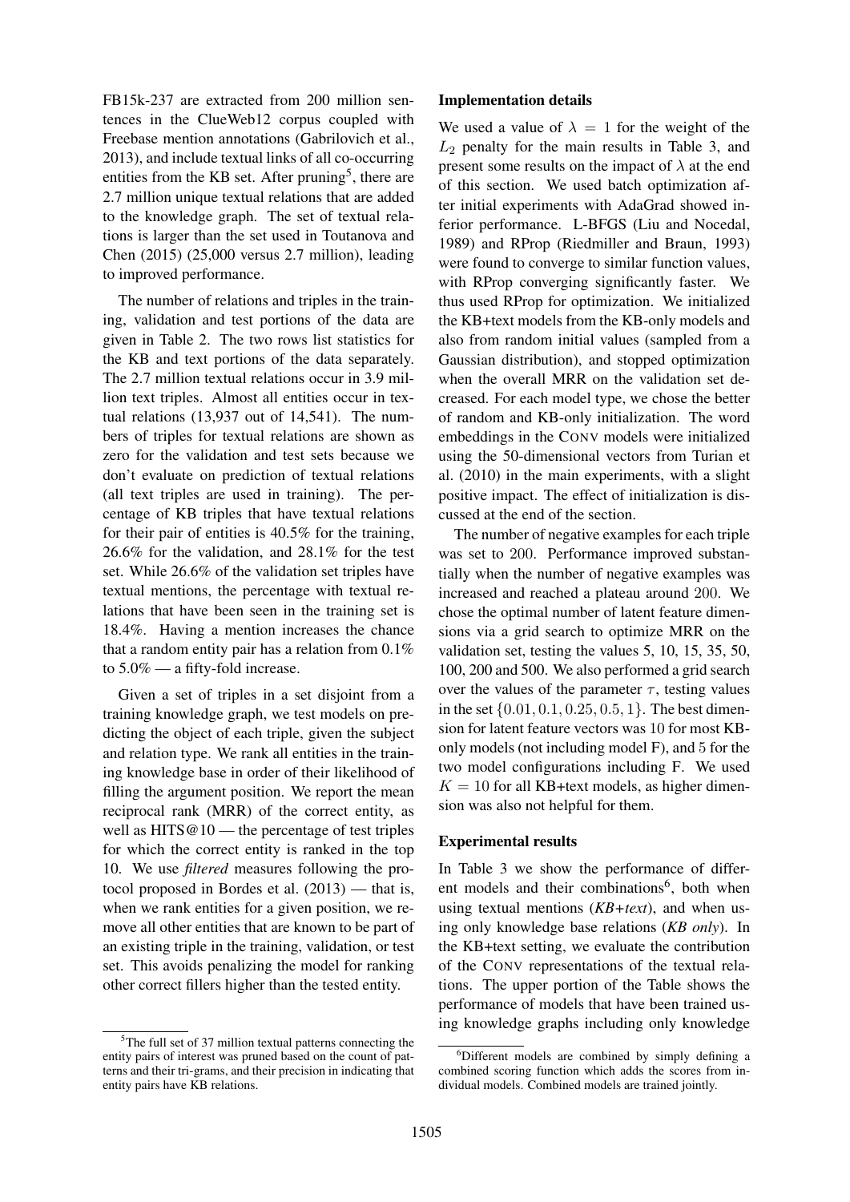FB15k-237 are extracted from 200 million sentences in the ClueWeb12 corpus coupled with Freebase mention annotations (Gabrilovich et al., 2013), and include textual links of all co-occurring entities from the KB set. After pruning[5], there are 2.7 million unique textual relations that are added to the knowledge graph. The set of textual relations is larger than the set used in Toutanova and Chen (2015) (25,000 versus 2.7 million), leading to improved performance.

The number of relations and triples in the training, validation and test portions of the data are given in Table 2. The two rows list statistics for the KB and text portions of the data separately. The 2.7 million textual relations occur in 3.9 million text triples. Almost all entities occur in textual relations (13,937 out of 14,541). The numbers of triples for textual relations are shown as zero for the validation and test sets because we don't evaluate on prediction of textual relations (all text triples are used in training). The percentage of KB triples that have textual relations for their pair of entities is 40.5% for the training, 26.6% for the validation, and 28.1% for the test set. While 26.6% of the validation set triples have textual mentions, the percentage with textual relations that have been seen in the training set is 18.4%. Having a mention increases the chance that a random entity pair has a relation from 0.1% to 5.0% — a fifty-fold increase.

Given a set of triples in a set disjoint from a training knowledge graph, we test models on predicting the object of each triple, given the subject and relation type. We rank all entities in the training knowledge base in order of their likelihood of filling the argument position. We report the mean reciprocal rank (MRR) of the correct entity, as well as HITS@10 — the percentage of test triples for which the correct entity is ranked in the top 10. We use *filtered* measures following the protocol proposed in Bordes et al. (2013) — that is, when we rank entities for a given position, we remove all other entities that are known to be part of an existing triple in the training, validation, or test set. This avoids penalizing the model for ranking other correct fillers higher than the tested entity.

[5]The full set of 37 million textual patterns connecting the entity pairs of interest was pruned based on the count of patterns and their tri-grams, and their precision in indicating that entity pairs have KB relations.

### Implementation details

We used a value of $\lambda = 1$ for the weight of the $L_2$ penalty for the main results in Table 3, and present some results on the impact of $\lambda$ at the end of this section. We used batch optimization after initial experiments with AdaGrad showed inferior performance. L-BFGS (Liu and Nocedal, 1989) and RProp (Riedmiller and Braun, 1993) were found to converge to similar function values, with RProp converging significantly faster. We thus used RProp for optimization. We initialized the KB+text models from the KB-only models and also from random initial values (sampled from a Gaussian distribution), and stopped optimization when the overall MRR on the validation set decreased. For each model type, we chose the better of random and KB-only initialization. The word embeddings in the CONV models were initialized using the 50-dimensional vectors from Turian et al. (2010) in the main experiments, with a slight positive impact. The effect of initialization is discussed at the end of the section.

The number of negative examples for each triple was set to 200. Performance improved substantially when the number of negative examples was increased and reached a plateau around 200. We chose the optimal number of latent feature dimensions via a grid search to optimize MRR on the validation set, testing the values 5, 10, 15, 35, 50, 100, 200 and 500. We also performed a grid search over the values of the parameter $\tau$, testing values in the set $\{0.01, 0.1, 0.25, 0.5, 1\}$. The best dimension for latent feature vectors was 10 for most KB-only models (not including model F), and 5 for the two model configurations including F. We used $K = 10$ for all KB+text models, as higher dimension was also not helpful for them.

### Experimental results

In Table 3 we show the performance of different models and their combinations[6], both when using textual mentions (*KB+text*), and when using only knowledge base relations (*KB only*). In the KB+text setting, we evaluate the contribution of the CONV representations of the textual relations. The upper portion of the Table shows the performance of models that have been trained using knowledge graphs including only knowledge

[6]Different models are combined by simply defining a combined scoring function which adds the scores from individual models. Combined models are trained jointly.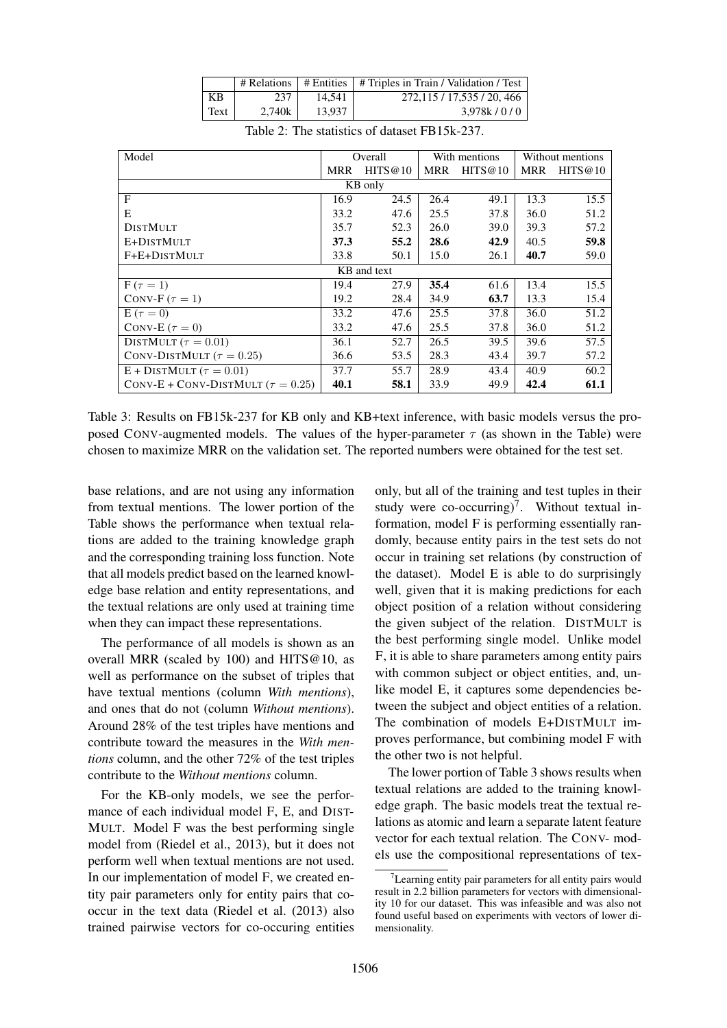|  | # Relations | # Entities | # Triples in Train / Validation / Test |
|---|---|---|---|
| KB | 237 | 14,541 | 272,115 / 17,535 / 20, 466 |
| Text | 2,740k | 13,937 | 3,978k / 0 / 0 |

Table 2: The statistics of dataset FB15k-237.

| Model | Overall | | With mentions | | Without mentions | |
|---|---|---|---|---|---|---|
| | MRR | HITS@10 | MRR | HITS@10 | MRR | HITS@10 |
| KB only | | | | | | |
| F | 16.9 | 24.5 | 26.4 | 49.1 | 13.3 | 15.5 |
| E | 33.2 | 47.6 | 25.5 | 37.8 | 36.0 | 51.2 |
| DISTMULT | 35.7 | 52.3 | 26.0 | 39.0 | 39.3 | 57.2 |
| E+DISTMULT | **37.3** | **55.2** | **28.6** | **42.9** | 40.5 | **59.8** |
| F+E+DISTMULT | 33.8 | 50.1 | 15.0 | 26.1 | **40.7** | 59.0 |
| KB and text | | | | | | |
| F ($\tau = 1$) | 19.4 | 27.9 | **35.4** | 61.6 | 13.4 | 15.5 |
| CONV-F ($\tau = 1$) | 19.2 | 28.4 | 34.9 | **63.7** | 13.3 | 15.4 |
| E ($\tau = 0$) | 33.2 | 47.6 | 25.5 | 37.8 | 36.0 | 51.2 |
| CONV-E ($\tau = 0$) | 33.2 | 47.6 | 25.5 | 37.8 | 36.0 | 51.2 |
| DISTMULT ($\tau = 0.01$) | 36.1 | 52.7 | 26.5 | 39.5 | 39.6 | 57.5 |
| CONV-DISTMULT ($\tau = 0.25$) | 36.6 | 53.5 | 28.3 | 43.4 | 39.7 | 57.2 |
| E + DISTMULT ($\tau = 0.01$) | 37.7 | 55.7 | 28.9 | 43.4 | 40.9 | 60.2 |
| CONV-E + CONV-DISTMULT ($\tau = 0.25$) | **40.1** | **58.1** | 33.9 | 49.9 | **42.4** | **61.1** |

Table 3: Results on FB15k-237 for KB only and KB+text inference, with basic models versus the proposed CONV-augmented models. The values of the hyper-parameter $\tau$ (as shown in the Table) were chosen to maximize MRR on the validation set. The reported numbers were obtained for the test set.

base relations, and are not using any information from textual mentions. The lower portion of the Table shows the performance when textual relations are added to the training knowledge graph and the corresponding training loss function. Note that all models predict based on the learned knowledge base relation and entity representations, and the textual relations are only used at training time when they can impact these representations.

The performance of all models is shown as an overall MRR (scaled by 100) and HITS@10, as well as performance on the subset of triples that have textual mentions (column *With mentions*), and ones that do not (column *Without mentions*). Around 28% of the test triples have mentions and contribute toward the measures in the *With mentions* column, and the other 72% of the test triples contribute to the *Without mentions* column.

For the KB-only models, we see the performance of each individual model F, E, and DISTMULT. Model F was the best performing single model from (Riedel et al., 2013), but it does not perform well when textual mentions are not used. In our implementation of model F, we created entity pair parameters only for entity pairs that co-occur in the text data (Riedel et al. (2013) also trained pairwise vectors for co-occuring entities only, but all of the training and test tuples in their study were co-occurring)[7]. Without textual information, model F is performing essentially randomly, because entity pairs in the test sets do not occur in training set relations (by construction of the dataset). Model E is able to do surprisingly well, given that it is making predictions for each object position of a relation without considering the given subject of the relation. DISTMULT is the best performing single model. Unlike model F, it is able to share parameters among entity pairs with common subject or object entities, and, unlike model E, it captures some dependencies between the subject and object entities of a relation. The combination of models E+DISTMULT improves performance, but combining model F with the other two is not helpful.

The lower portion of Table 3 shows results when textual relations are added to the training knowledge graph. The basic models treat the textual relations as atomic and learn a separate latent feature vector for each textual relation. The CONV- models use the compositional representations of tex-

[7] Learning entity pair parameters for all entity pairs would result in 2.2 billion parameters for vectors with dimensionality 10 for our dataset. This was infeasible and was also not found useful based on experiments with vectors of lower dimensionality.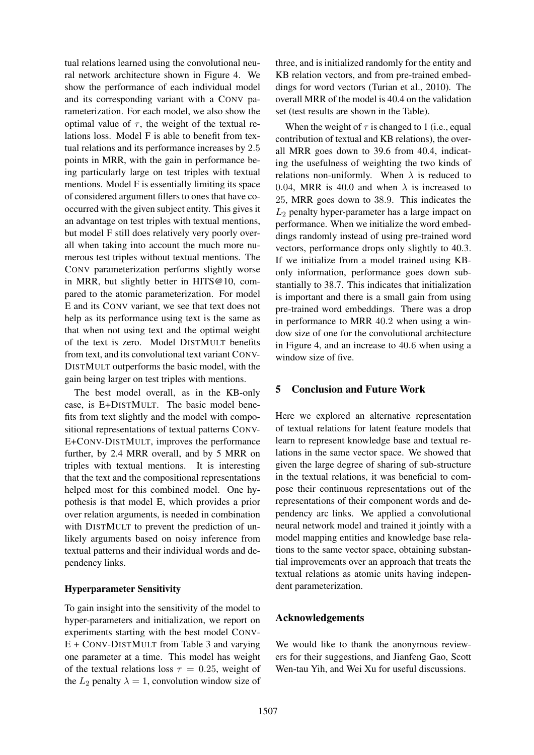tual relations learned using the convolutional neural network architecture shown in Figure 4. We show the performance of each individual model and its corresponding variant with a CONV parameterization. For each model, we also show the optimal value of $\tau$, the weight of the textual relations loss. Model F is able to benefit from textual relations and its performance increases by 2.5 points in MRR, with the gain in performance being particularly large on test triples with textual mentions. Model F is essentially limiting its space of considered argument fillers to ones that have cooccurred with the given subject entity. This gives it an advantage on test triples with textual mentions, but model F still does relatively very poorly overall when taking into account the much more numerous test triples without textual mentions. The CONV parameterization performs slightly worse in MRR, but slightly better in HITS@10, compared to the atomic parameterization. For model E and its CONV variant, we see that text does not help as its performance using text is the same as that when not using text and the optimal weight of the text is zero. Model DISTMULT benefits from text, and its convolutional text variant CONV-DISTMULT outperforms the basic model, with the gain being larger on test triples with mentions.

The best model overall, as in the KB-only case, is E+DISTMULT. The basic model benefits from text slightly and the model with compositional representations of textual patterns CONV-E+CONV-DISTMULT, improves the performance further, by 2.4 MRR overall, and by 5 MRR on triples with textual mentions. It is interesting that the text and the compositional representations helped most for this combined model. One hypothesis is that model E, which provides a prior over relation arguments, is needed in combination with DISTMULT to prevent the prediction of unlikely arguments based on noisy inference from textual patterns and their individual words and dependency links.

### Hyperparameter Sensitivity

To gain insight into the sensitivity of the model to hyper-parameters and initialization, we report on experiments starting with the best model CONV-E + CONV-DISTMULT from Table 3 and varying one parameter at a time. This model has weight of the textual relations loss $\tau = 0.25$, weight of the $L_2$ penalty $\lambda = 1$, convolution window size of three, and is initialized randomly for the entity and KB relation vectors, and from pre-trained embeddings for word vectors (Turian et al., 2010). The overall MRR of the model is 40.4 on the validation set (test results are shown in the Table).

When the weight of $\tau$ is changed to 1 (i.e., equal contribution of textual and KB relations), the overall MRR goes down to 39.6 from 40.4, indicating the usefulness of weighting the two kinds of relations non-uniformly. When $\lambda$ is reduced to 0.04, MRR is 40.0 and when $\lambda$ is increased to 25, MRR goes down to 38.9. This indicates the $L_2$ penalty hyper-parameter has a large impact on performance. When we initialize the word embeddings randomly instead of using pre-trained word vectors, performance drops only slightly to 40.3. If we initialize from a model trained using KB-only information, performance goes down substantially to 38.7. This indicates that initialization is important and there is a small gain from using pre-trained word embeddings. There was a drop in performance to MRR 40.2 when using a window size of one for the convolutional architecture in Figure 4, and an increase to 40.6 when using a window size of five.

## 5 Conclusion and Future Work

Here we explored an alternative representation of textual relations for latent feature models that learn to represent knowledge base and textual relations in the same vector space. We showed that given the large degree of sharing of sub-structure in the textual relations, it was beneficial to compose their continuous representations out of the representations of their component words and dependency arc links. We applied a convolutional neural network model and trained it jointly with a model mapping entities and knowledge base relations to the same vector space, obtaining substantial improvements over an approach that treats the textual relations as atomic units having independent parameterization.

## Acknowledgements

We would like to thank the anonymous reviewers for their suggestions, and Jianfeng Gao, Scott Wen-tau Yih, and Wei Xu for useful discussions.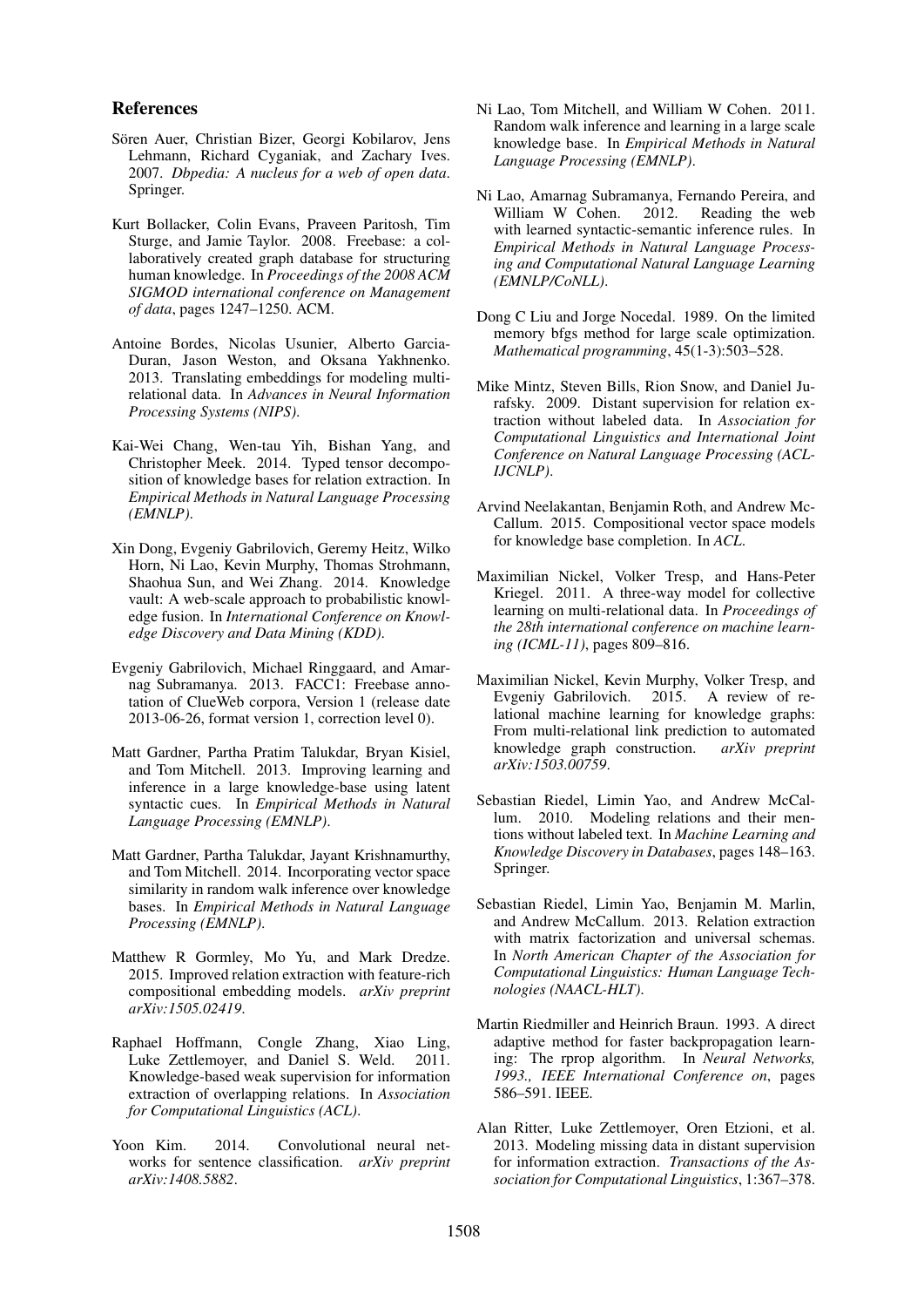## References

Sören Auer, Christian Bizer, Georgi Kobilarov, Jens Lehmann, Richard Cyganiak, and Zachary Ives. 2007. *Dbpedia: A nucleus for a web of open data*. Springer.

Kurt Bollacker, Colin Evans, Praveen Paritosh, Tim Sturge, and Jamie Taylor. 2008. Freebase: a collaboratively created graph database for structuring human knowledge. In *Proceedings of the 2008 ACM SIGMOD international conference on Management of data*, pages 1247–1250. ACM.

Antoine Bordes, Nicolas Usunier, Alberto Garcia-Duran, Jason Weston, and Oksana Yakhnenko. 2013. Translating embeddings for modeling multi-relational data. In *Advances in Neural Information Processing Systems (NIPS)*.

Kai-Wei Chang, Wen-tau Yih, Bishan Yang, and Christopher Meek. 2014. Typed tensor decomposition of knowledge bases for relation extraction. In *Empirical Methods in Natural Language Processing (EMNLP)*.

Xin Dong, Evgeniy Gabrilovich, Geremy Heitz, Wilko Horn, Ni Lao, Kevin Murphy, Thomas Strohmann, Shaohua Sun, and Wei Zhang. 2014. Knowledge vault: A web-scale approach to probabilistic knowledge fusion. In *International Conference on Knowledge Discovery and Data Mining (KDD)*.

Evgeniy Gabrilovich, Michael Ringgaard, and Amarnag Subramanya. 2013. FACC1: Freebase annotation of ClueWeb corpora, Version 1 (release date 2013-06-26, format version 1, correction level 0).

Matt Gardner, Partha Pratim Talukdar, Bryan Kisiel, and Tom Mitchell. 2013. Improving learning and inference in a large knowledge-base using latent syntactic cues. In *Empirical Methods in Natural Language Processing (EMNLP)*.

Matt Gardner, Partha Talukdar, Jayant Krishnamurthy, and Tom Mitchell. 2014. Incorporating vector space similarity in random walk inference over knowledge bases. In *Empirical Methods in Natural Language Processing (EMNLP)*.

Matthew R Gormley, Mo Yu, and Mark Dredze. 2015. Improved relation extraction with feature-rich compositional embedding models. *arXiv preprint arXiv:1505.02419*.

Raphael Hoffmann, Congle Zhang, Xiao Ling, Luke Zettlemoyer, and Daniel S. Weld. 2011. Knowledge-based weak supervision for information extraction of overlapping relations. In *Association for Computational Linguistics (ACL)*.

Yoon Kim. 2014. Convolutional neural networks for sentence classification. *arXiv preprint arXiv:1408.5882*.

Ni Lao, Tom Mitchell, and William W Cohen. 2011. Random walk inference and learning in a large scale knowledge base. In *Empirical Methods in Natural Language Processing (EMNLP)*.

Ni Lao, Amarnag Subramanya, Fernando Pereira, and William W Cohen. 2012. Reading the web with learned syntactic-semantic inference rules. In *Empirical Methods in Natural Language Processing and Computational Natural Language Learning (EMNLP/CoNLL)*.

Dong C Liu and Jorge Nocedal. 1989. On the limited memory bfgs method for large scale optimization. *Mathematical programming*, 45(1-3):503–528.

Mike Mintz, Steven Bills, Rion Snow, and Daniel Jurafsky. 2009. Distant supervision for relation extraction without labeled data. In *Association for Computational Linguistics and International Joint Conference on Natural Language Processing (ACL-IJCNLP)*.

Arvind Neelakantan, Benjamin Roth, and Andrew McCallum. 2015. Compositional vector space models for knowledge base completion. In *ACL*.

Maximilian Nickel, Volker Tresp, and Hans-Peter Kriegel. 2011. A three-way model for collective learning on multi-relational data. In *Proceedings of the 28th international conference on machine learning (ICML-11)*, pages 809–816.

Maximilian Nickel, Kevin Murphy, Volker Tresp, and Evgeniy Gabrilovich. 2015. A review of relational machine learning for knowledge graphs: From multi-relational link prediction to automated knowledge graph construction. *arXiv preprint arXiv:1503.00759*.

Sebastian Riedel, Limin Yao, and Andrew McCallum. 2010. Modeling relations and their mentions without labeled text. In *Machine Learning and Knowledge Discovery in Databases*, pages 148–163. Springer.

Sebastian Riedel, Limin Yao, Benjamin M. Marlin, and Andrew McCallum. 2013. Relation extraction with matrix factorization and universal schemas. In *North American Chapter of the Association for Computational Linguistics: Human Language Technologies (NAACL-HLT)*.

Martin Riedmiller and Heinrich Braun. 1993. A direct adaptive method for faster backpropagation learning: The rprop algorithm. In *Neural Networks, 1993., IEEE International Conference on*, pages 586–591. IEEE.

Alan Ritter, Luke Zettlemoyer, Oren Etzioni, et al. 2013. Modeling missing data in distant supervision for information extraction. *Transactions of the Association for Computational Linguistics*, 1:367–378.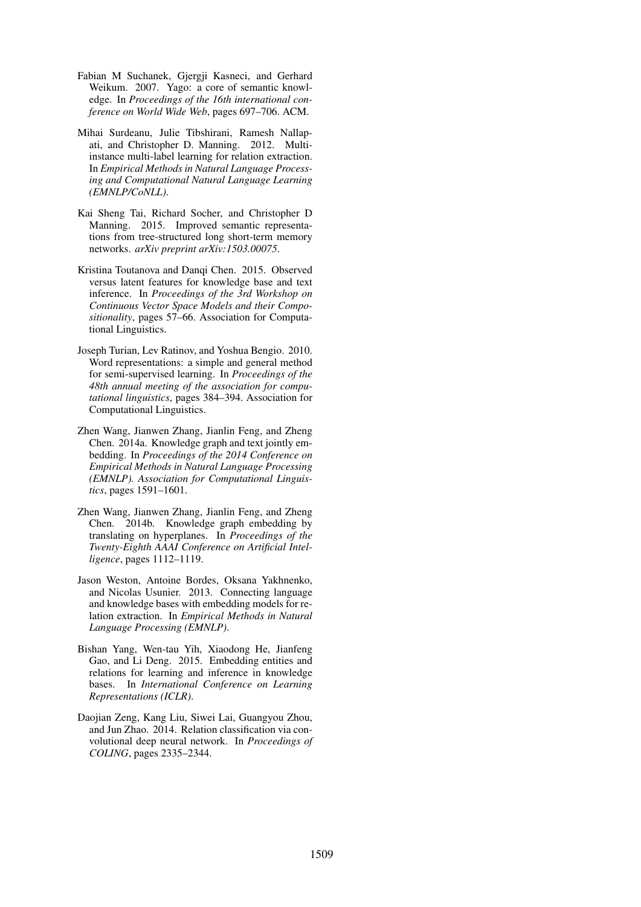Fabian M Suchanek, Gjergji Kasneci, and Gerhard Weikum. 2007. Yago: a core of semantic knowledge. In *Proceedings of the 16th international conference on World Wide Web*, pages 697–706. ACM.

Mihai Surdeanu, Julie Tibshirani, Ramesh Nallapati, and Christopher D. Manning. 2012. Multi-instance multi-label learning for relation extraction. In *Empirical Methods in Natural Language Processing and Computational Natural Language Learning (EMNLP/CoNLL)*.

Kai Sheng Tai, Richard Socher, and Christopher D Manning. 2015. Improved semantic representations from tree-structured long short-term memory networks. *arXiv preprint arXiv:1503.00075*.

Kristina Toutanova and Danqi Chen. 2015. Observed versus latent features for knowledge base and text inference. In *Proceedings of the 3rd Workshop on Continuous Vector Space Models and their Compositionality*, pages 57–66. Association for Computational Linguistics.

Joseph Turian, Lev Ratinov, and Yoshua Bengio. 2010. Word representations: a simple and general method for semi-supervised learning. In *Proceedings of the 48th annual meeting of the association for computational linguistics*, pages 384–394. Association for Computational Linguistics.

Zhen Wang, Jianwen Zhang, Jianlin Feng, and Zheng Chen. 2014a. Knowledge graph and text jointly embedding. In *Proceedings of the 2014 Conference on Empirical Methods in Natural Language Processing (EMNLP). Association for Computational Linguistics*, pages 1591–1601.

Zhen Wang, Jianwen Zhang, Jianlin Feng, and Zheng Chen. 2014b. Knowledge graph embedding by translating on hyperplanes. In *Proceedings of the Twenty-Eighth AAAI Conference on Artificial Intelligence*, pages 1112–1119.

Jason Weston, Antoine Bordes, Oksana Yakhnenko, and Nicolas Usunier. 2013. Connecting language and knowledge bases with embedding models for relation extraction. In *Empirical Methods in Natural Language Processing (EMNLP)*.

Bishan Yang, Wen-tau Yih, Xiaodong He, Jianfeng Gao, and Li Deng. 2015. Embedding entities and relations for learning and inference in knowledge bases. In *International Conference on Learning Representations (ICLR)*.

Daojian Zeng, Kang Liu, Siwei Lai, Guangyou Zhou, and Jun Zhao. 2014. Relation classification via convolutional deep neural network. In *Proceedings of COLING*, pages 2335–2344.